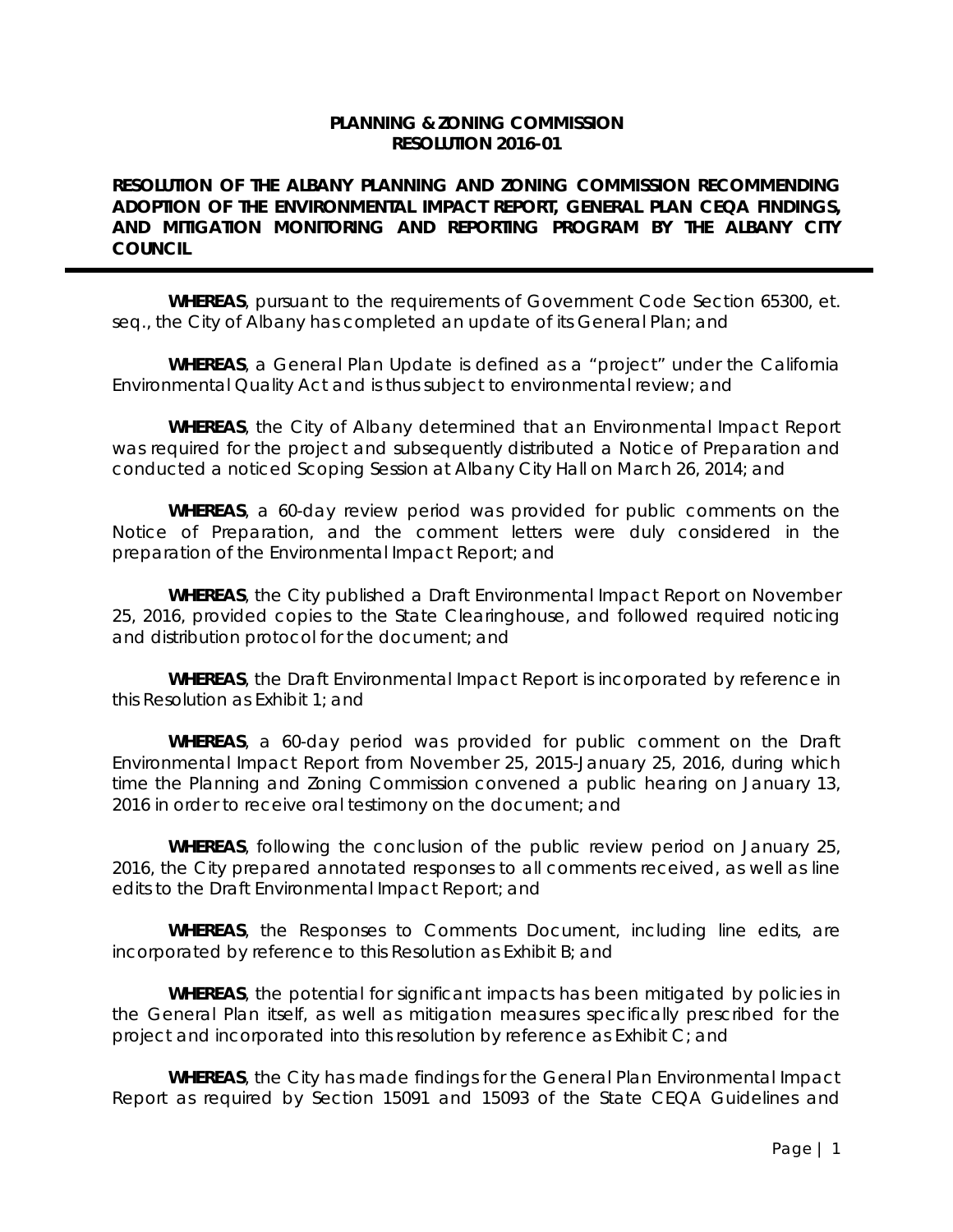**PLANNING & ZONING COMMISSION**
**RESOLUTION 2016-01**

**RESOLUTION OF THE ALBANY PLANNING AND ZONING COMMISSION RECOMMENDING ADOPTION OF THE ENVIRONMENTAL IMPACT REPORT, GENERAL PLAN CEQA FINDINGS, AND MITIGATION MONITORING AND REPORTING PROGRAM BY THE ALBANY CITY COUNCIL**

---

**WHEREAS**, pursuant to the requirements of Government Code Section 65300, et. seq., the City of Albany has completed an update of its General Plan; and

**WHEREAS**, a General Plan Update is defined as a "project" under the California Environmental Quality Act and is thus subject to environmental review; and

**WHEREAS**, the City of Albany determined that an Environmental Impact Report was required for the project and subsequently distributed a Notice of Preparation and conducted a noticed Scoping Session at Albany City Hall on March 26, 2014; and

**WHEREAS**, a 60-day review period was provided for public comments on the Notice of Preparation, and the comment letters were duly considered in the preparation of the Environmental Impact Report; and

**WHEREAS**, the City published a Draft Environmental Impact Report on November 25, 2016, provided copies to the State Clearinghouse, and followed required noticing and distribution protocol for the document; and

**WHEREAS**, the Draft Environmental Impact Report is incorporated by reference in this Resolution as Exhibit 1; and

**WHEREAS**, a 60-day period was provided for public comment on the Draft Environmental Impact Report from November 25, 2015-January 25, 2016, during which time the Planning and Zoning Commission convened a public hearing on January 13, 2016 in order to receive oral testimony on the document; and

**WHEREAS**, following the conclusion of the public review period on January 25, 2016, the City prepared annotated responses to all comments received, as well as line edits to the Draft Environmental Impact Report; and

**WHEREAS**, the Responses to Comments Document, including line edits, are incorporated by reference to this Resolution as Exhibit B; and

**WHEREAS**, the potential for significant impacts has been mitigated by policies in the General Plan itself, as well as mitigation measures specifically prescribed for the project and incorporated into this resolution by reference as Exhibit C; and

**WHEREAS**, the City has made findings for the General Plan Environmental Impact Report as required by Section 15091 and 15093 of the State CEQA Guidelines and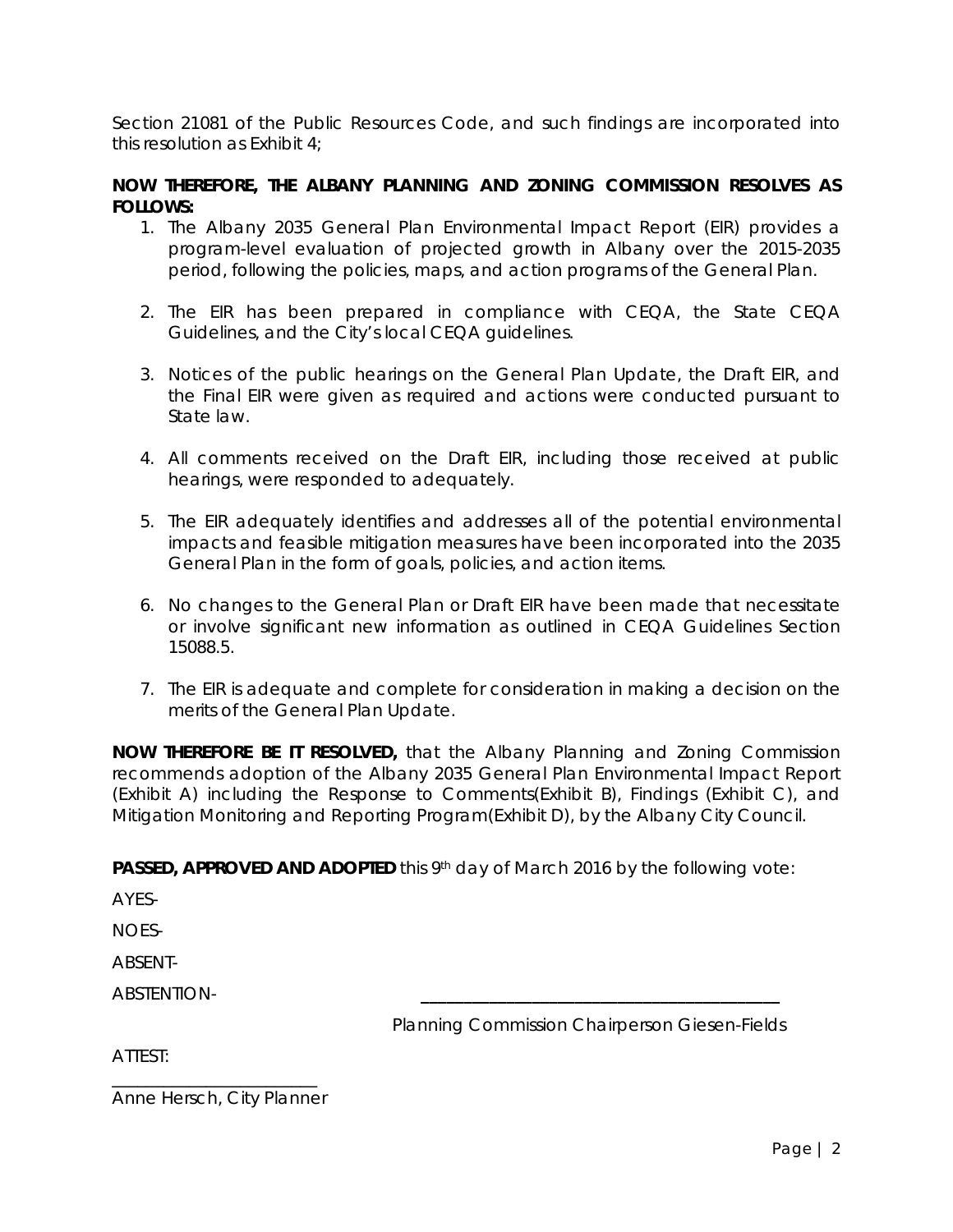Section 21081 of the Public Resources Code, and such findings are incorporated into this resolution as Exhibit 4;

**NOW THEREFORE, THE ALBANY PLANNING AND ZONING COMMISSION RESOLVES AS FOLLOWS:**

1. The Albany 2035 General Plan Environmental Impact Report (EIR) provides a program-level evaluation of projected growth in Albany over the 2015-2035 period, following the policies, maps, and action programs of the General Plan.

2. The EIR has been prepared in compliance with CEQA, the State CEQA Guidelines, and the City's local CEQA guidelines.

3. Notices of the public hearings on the General Plan Update, the Draft EIR, and the Final EIR were given as required and actions were conducted pursuant to State law.

4. All comments received on the Draft EIR, including those received at public hearings, were responded to adequately.

5. The EIR adequately identifies and addresses all of the potential environmental impacts and feasible mitigation measures have been incorporated into the 2035 General Plan in the form of goals, policies, and action items.

6. No changes to the General Plan or Draft EIR have been made that necessitate or involve significant new information as outlined in CEQA Guidelines Section 15088.5.

7. The EIR is adequate and complete for consideration in making a decision on the merits of the General Plan Update.

**NOW THEREFORE BE IT RESOLVED,** that the Albany Planning and Zoning Commission recommends adoption of the Albany 2035 General Plan Environmental Impact Report (Exhibit A) including the Response to Comments(Exhibit B), Findings (Exhibit C), and Mitigation Monitoring and Reporting Program(Exhibit D), by the Albany City Council.

**PASSED, APPROVED AND ADOPTED** this 9th day of March 2016 by the following vote:

AYES-

NOES-

ABSENT-

ABSTENTION-

\_\_\_\_\_\_\_\_\_\_\_\_\_\_\_\_\_\_\_\_\_\_\_\_\_\_\_\_\_\_\_\_\_\_\_\_\_\_\_\_

Planning Commission Chairperson Giesen-Fields

ATTEST:

\_\_\_\_\_\_\_\_\_\_\_\_\_\_\_\_\_\_\_\_\_\_\_\_

Anne Hersch, City Planner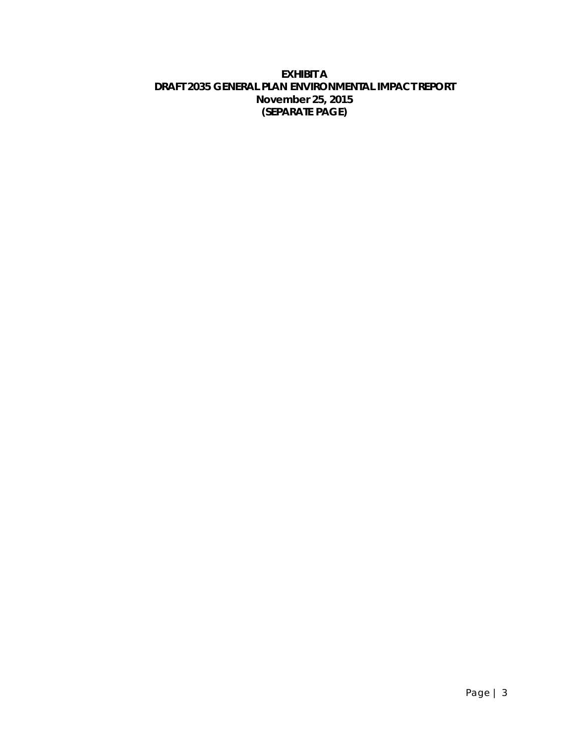**EXHIBIT A**
**DRAFT 2035 GENERAL PLAN ENVIRONMENTAL IMPACT REPORT**
**November 25, 2015**
**(SEPARATE PAGE)**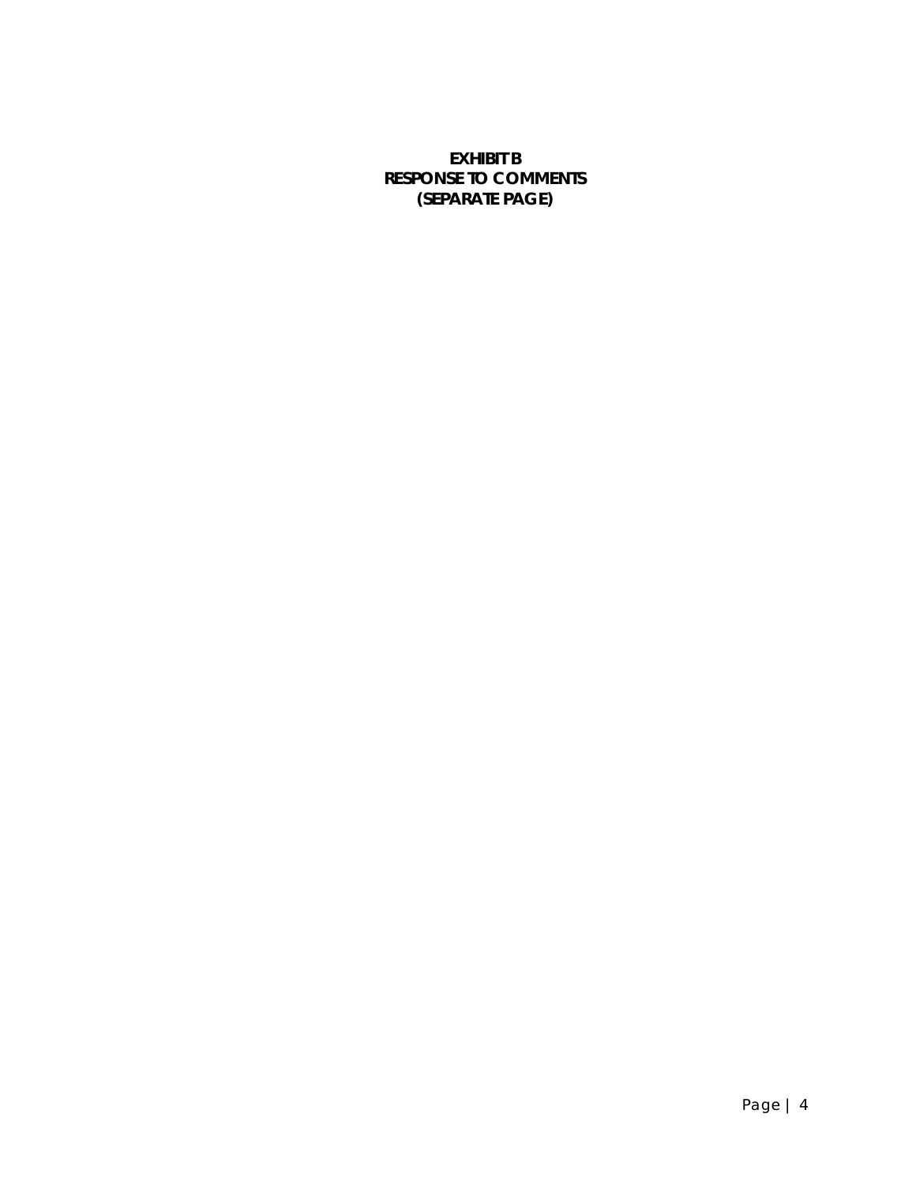**EXHIBIT B**
**RESPONSE TO COMMENTS**
**(SEPARATE PAGE)**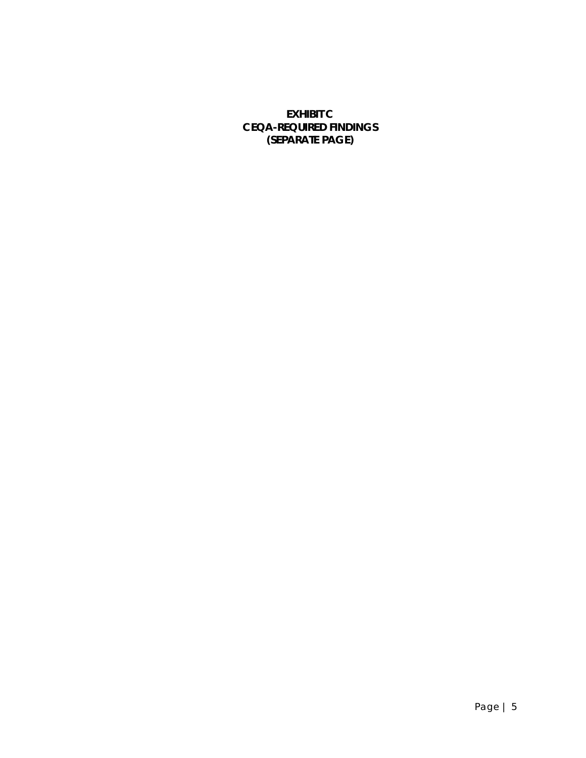**EXHIBIT C**
**CEQA-REQUIRED FINDINGS**
**(SEPARATE PAGE)**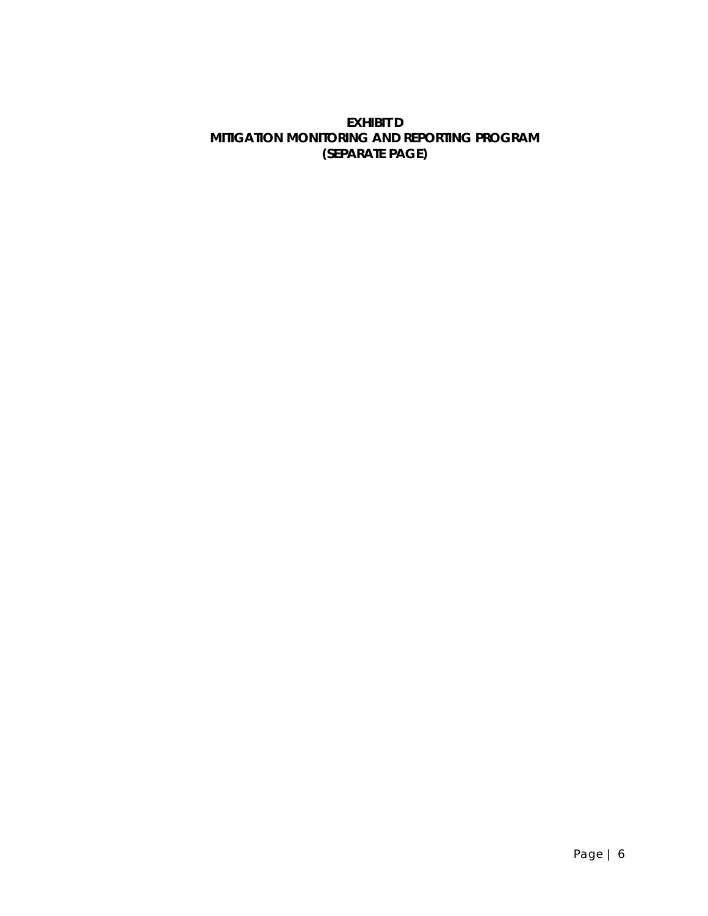**EXHIBIT D**
**MITIGATION MONITORING AND REPORTING PROGRAM**
**(SEPARATE PAGE)**